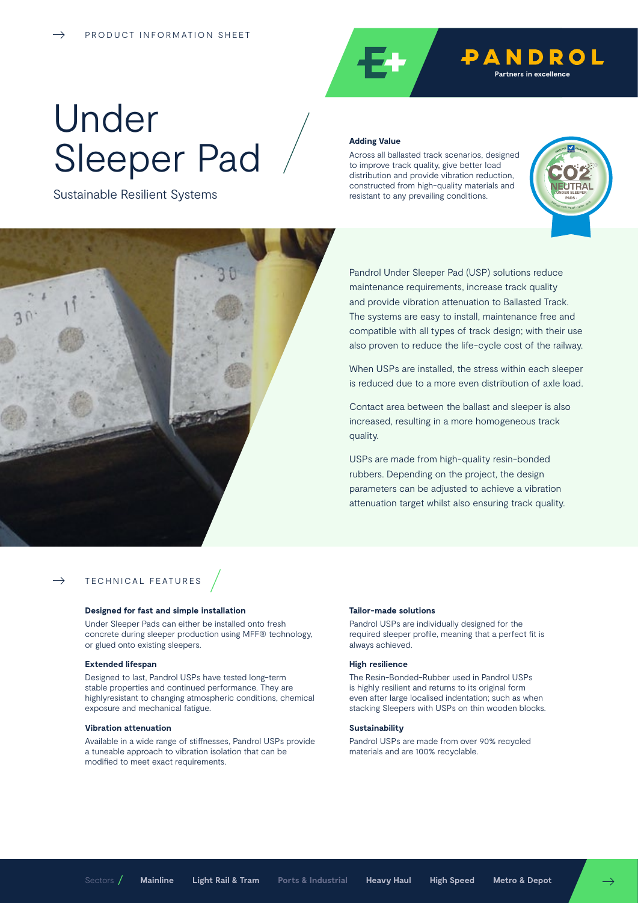→ PRODUCT INFORMATION SHEET

PANDROL
Partners in excellence

# Under Sleeper Pad

Sustainable Resilient Systems

**Adding Value**

Across all ballasted track scenarios, designed to improve track quality, give better load distribution and provide vibration reduction, constructed from high-quality materials and resistant to any prevailing conditions.

Pandrol Under Sleeper Pad (USP) solutions reduce maintenance requirements, increase track quality and provide vibration attenuation to Ballasted Track. The systems are easy to install, maintenance free and compatible with all types of track design; with their use also proven to reduce the life-cycle cost of the railway.

When USPs are installed, the stress within each sleeper is reduced due to a more even distribution of axle load.

Contact area between the ballast and sleeper is also increased, resulting in a more homogeneous track quality.

USPs are made from high-quality resin-bonded rubbers. Depending on the project, the design parameters can be adjusted to achieve a vibration attenuation target whilst also ensuring track quality.

## → TECHNICAL FEATURES

**Designed for fast and simple installation**

Under Sleeper Pads can either be installed onto fresh concrete during sleeper production using MFF® technology, or glued onto existing sleepers.

**Extended lifespan**

Designed to last, Pandrol USPs have tested long-term stable properties and continued performance. They are highlyresistant to changing atmospheric conditions, chemical exposure and mechanical fatigue.

**Vibration attenuation**

Available in a wide range of stiffnesses, Pandrol USPs provide a tuneable approach to vibration isolation that can be modified to meet exact requirements.

**Tailor-made solutions**

Pandrol USPs are individually designed for the required sleeper profile, meaning that a perfect fit is always achieved.

**High resilience**

The Resin-Bonded-Rubber used in Pandrol USPs is highly resilient and returns to its original form even after large localised indentation; such as when stacking Sleepers with USPs on thin wooden blocks.

**Sustainability**

Pandrol USPs are made from over 90% recycled materials and are 100% recyclable.

Sectors / **Mainline** **Light Rail & Tram** Ports & Industrial **Heavy Haul** **High Speed** **Metro & Depot**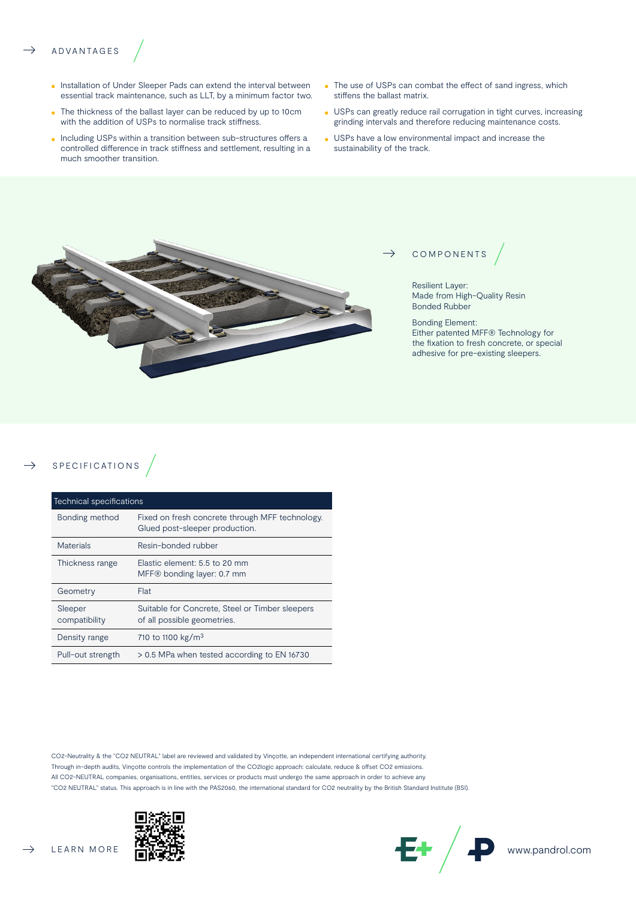## ADVANTAGES

- Installation of Under Sleeper Pads can extend the interval between essential track maintenance, such as LLT, by a minimum factor two.
- The thickness of the ballast layer can be reduced by up to 10cm with the addition of USPs to normalise track stiffness.
- Including USPs within a transition between sub-structures offers a controlled difference in track stiffness and settlement, resulting in a much smoother transition.
- The use of USPs can combat the effect of sand ingress, which stiffens the ballast matrix.
- USPs can greatly reduce rail corrugation in tight curves, increasing grinding intervals and therefore reducing maintenance costs.
- USPs have a low environmental impact and increase the sustainability of the track.

## COMPONENTS

Resilient Layer:
Made from High-Quality Resin Bonded Rubber

Bonding Element:
Either patented MFF® Technology for the fixation to fresh concrete, or special adhesive for pre-existing sleepers.

## SPECIFICATIONS

| Technical specifications | |
|---|---|
| Bonding method | Fixed on fresh concrete through MFF technology. Glued post-sleeper production. |
| Materials | Resin-bonded rubber |
| Thickness range | Elastic element: 5.5 to 20 mm<br>MFF® bonding layer: 0.7 mm |
| Geometry | Flat |
| Sleeper compatibility | Suitable for Concrete, Steel or Timber sleepers of all possible geometries. |
| Density range | 710 to 1100 kg/m$^3$ |
| Pull-out strength | > 0.5 MPa when tested according to EN 16730 |

CO2-Neutrality & the "CO2 NEUTRAL" label are reviewed and validated by Vinçotte, an independent international certifying authority. Through in-depth audits, Vinçotte controls the implementation of the CO2logic approach: calculate, reduce & offset CO2 emissions. All CO2-NEUTRAL companies, organisations, entities, services or products must undergo the same approach in order to achieve any "CO2 NEUTRAL" status. This approach is in line with the PAS2060, the international standard for CO2 neutrality by the British Standard Institute (BSI).

LEARN MORE

www.pandrol.com